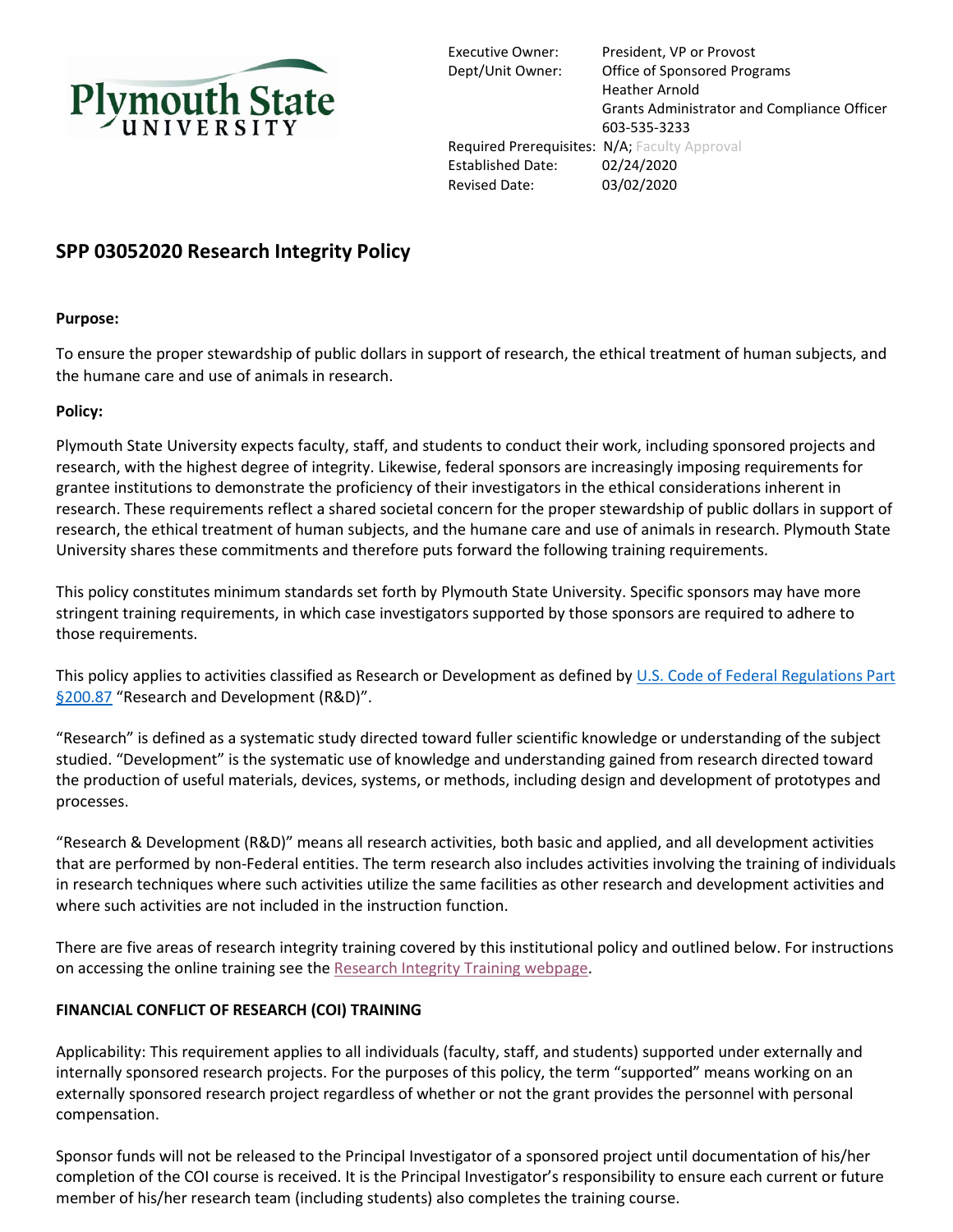Plymouth State UNIVERSITY

| | |
|---|---|
| Executive Owner: | President, VP or Provost |
| Dept/Unit Owner: | Office of Sponsored Programs<br>Heather Arnold<br>Grants Administrator and Compliance Officer<br>603-535-3233 |
| Required Prerequisites: | N/A; Faculty Approval |
| Established Date: | 02/24/2020 |
| Revised Date: | 03/02/2020 |

# SPP 03052020 Research Integrity Policy

**Purpose:**

To ensure the proper stewardship of public dollars in support of research, the ethical treatment of human subjects, and the humane care and use of animals in research.

**Policy:**

Plymouth State University expects faculty, staff, and students to conduct their work, including sponsored projects and research, with the highest degree of integrity. Likewise, federal sponsors are increasingly imposing requirements for grantee institutions to demonstrate the proficiency of their investigators in the ethical considerations inherent in research. These requirements reflect a shared societal concern for the proper stewardship of public dollars in support of research, the ethical treatment of human subjects, and the humane care and use of animals in research. Plymouth State University shares these commitments and therefore puts forward the following training requirements.

This policy constitutes minimum standards set forth by Plymouth State University. Specific sponsors may have more stringent training requirements, in which case investigators supported by those sponsors are required to adhere to those requirements.

This policy applies to activities classified as Research or Development as defined by U.S. Code of Federal Regulations Part §200.87 "Research and Development (R&D)".

"Research" is defined as a systematic study directed toward fuller scientific knowledge or understanding of the subject studied. "Development" is the systematic use of knowledge and understanding gained from research directed toward the production of useful materials, devices, systems, or methods, including design and development of prototypes and processes.

"Research & Development (R&D)" means all research activities, both basic and applied, and all development activities that are performed by non-Federal entities. The term research also includes activities involving the training of individuals in research techniques where such activities utilize the same facilities as other research and development activities and where such activities are not included in the instruction function.

There are five areas of research integrity training covered by this institutional policy and outlined below. For instructions on accessing the online training see the Research Integrity Training webpage.

**FINANCIAL CONFLICT OF RESEARCH (COI) TRAINING**

Applicability: This requirement applies to all individuals (faculty, staff, and students) supported under externally and internally sponsored research projects. For the purposes of this policy, the term "supported" means working on an externally sponsored research project regardless of whether or not the grant provides the personnel with personal compensation.

Sponsor funds will not be released to the Principal Investigator of a sponsored project until documentation of his/her completion of the COI course is received. It is the Principal Investigator's responsibility to ensure each current or future member of his/her research team (including students) also completes the training course.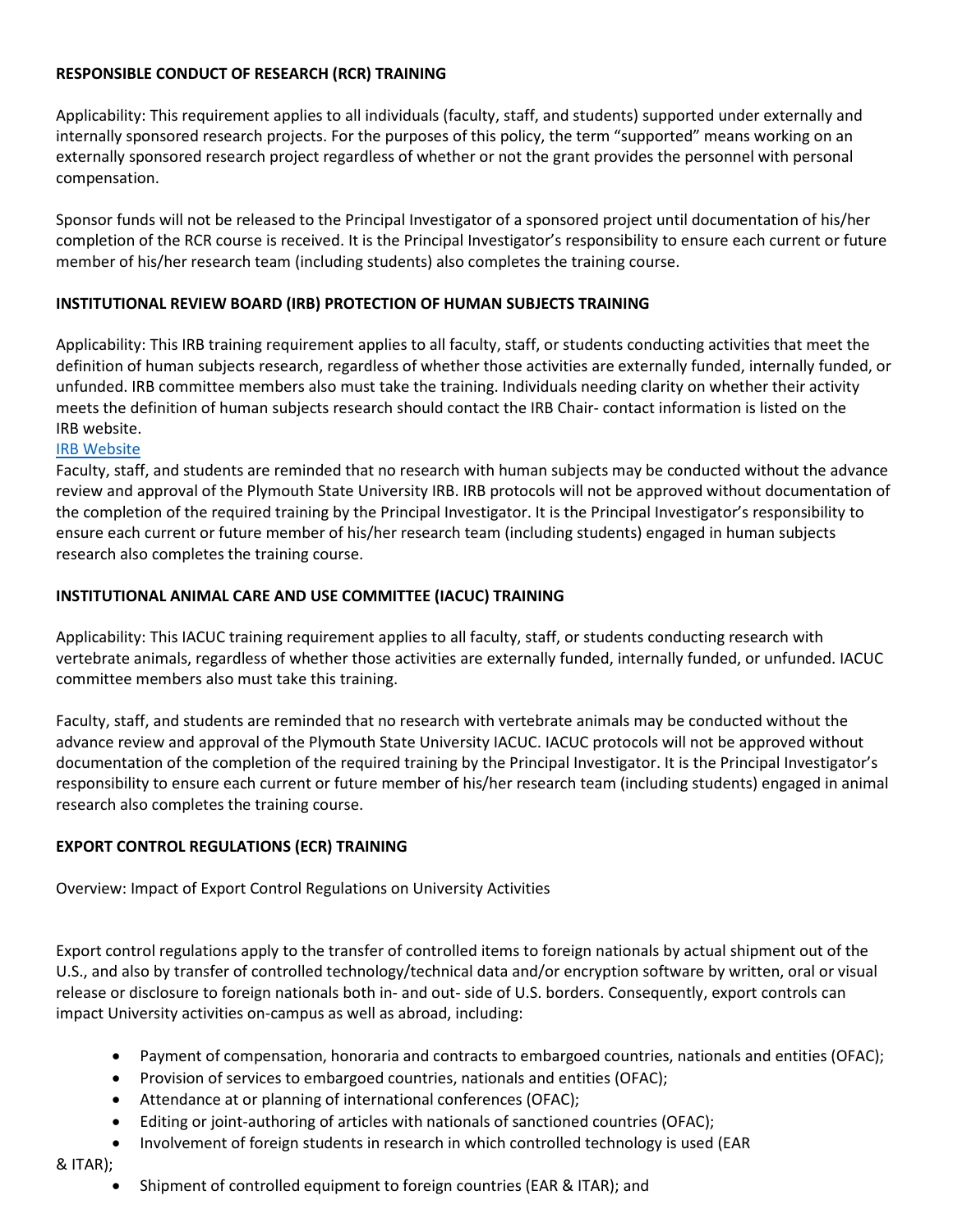**RESPONSIBLE CONDUCT OF RESEARCH (RCR) TRAINING**

Applicability: This requirement applies to all individuals (faculty, staff, and students) supported under externally and internally sponsored research projects. For the purposes of this policy, the term "supported" means working on an externally sponsored research project regardless of whether or not the grant provides the personnel with personal compensation.

Sponsor funds will not be released to the Principal Investigator of a sponsored project until documentation of his/her completion of the RCR course is received. It is the Principal Investigator's responsibility to ensure each current or future member of his/her research team (including students) also completes the training course.

**INSTITUTIONAL REVIEW BOARD (IRB) PROTECTION OF HUMAN SUBJECTS TRAINING**

Applicability: This IRB training requirement applies to all faculty, staff, or students conducting activities that meet the definition of human subjects research, regardless of whether those activities are externally funded, internally funded, or unfunded. IRB committee members also must take the training. Individuals needing clarity on whether their activity meets the definition of human subjects research should contact the IRB Chair- contact information is listed on the IRB website.
IRB Website
Faculty, staff, and students are reminded that no research with human subjects may be conducted without the advance review and approval of the Plymouth State University IRB. IRB protocols will not be approved without documentation of the completion of the required training by the Principal Investigator. It is the Principal Investigator's responsibility to ensure each current or future member of his/her research team (including students) engaged in human subjects research also completes the training course.

**INSTITUTIONAL ANIMAL CARE AND USE COMMITTEE (IACUC) TRAINING**

Applicability: This IACUC training requirement applies to all faculty, staff, or students conducting research with vertebrate animals, regardless of whether those activities are externally funded, internally funded, or unfunded. IACUC committee members also must take this training.

Faculty, staff, and students are reminded that no research with vertebrate animals may be conducted without the advance review and approval of the Plymouth State University IACUC. IACUC protocols will not be approved without documentation of the completion of the required training by the Principal Investigator. It is the Principal Investigator's responsibility to ensure each current or future member of his/her research team (including students) engaged in animal research also completes the training course.

**EXPORT CONTROL REGULATIONS (ECR) TRAINING**

Overview: Impact of Export Control Regulations on University Activities

Export control regulations apply to the transfer of controlled items to foreign nationals by actual shipment out of the U.S., and also by transfer of controlled technology/technical data and/or encryption software by written, oral or visual release or disclosure to foreign nationals both in- and out- side of U.S. borders. Consequently, export controls can impact University activities on-campus as well as abroad, including:

- Payment of compensation, honoraria and contracts to embargoed countries, nationals and entities (OFAC);
- Provision of services to embargoed countries, nationals and entities (OFAC);
- Attendance at or planning of international conferences (OFAC);
- Editing or joint-authoring of articles with nationals of sanctioned countries (OFAC);
- Involvement of foreign students in research in which controlled technology is used (EAR & ITAR);
- Shipment of controlled equipment to foreign countries (EAR & ITAR); and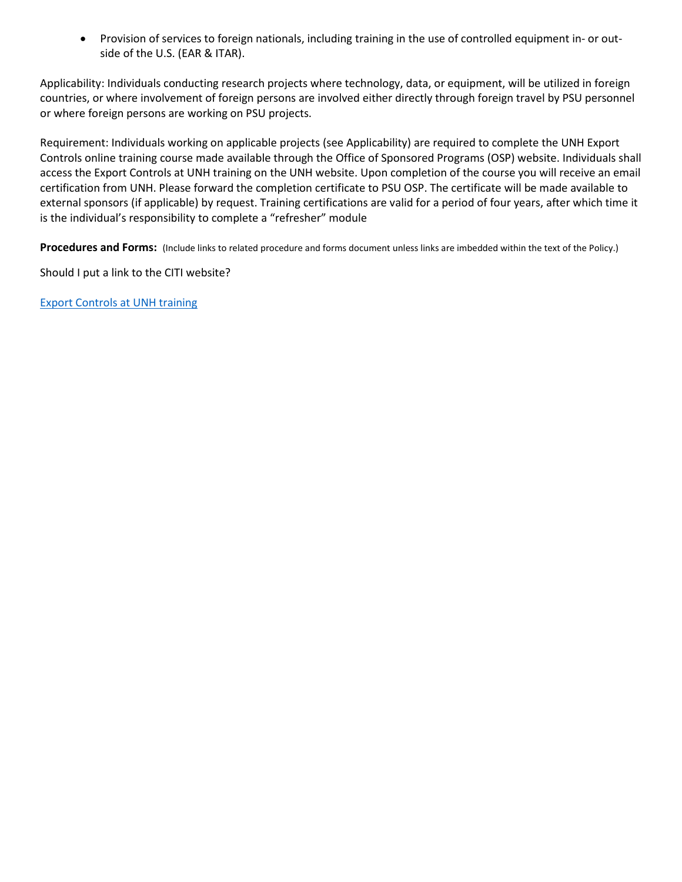- Provision of services to foreign nationals, including training in the use of controlled equipment in- or outside of the U.S. (EAR & ITAR).

Applicability: Individuals conducting research projects where technology, data, or equipment, will be utilized in foreign countries, or where involvement of foreign persons are involved either directly through foreign travel by PSU personnel or where foreign persons are working on PSU projects.

Requirement: Individuals working on applicable projects (see Applicability) are required to complete the UNH Export Controls online training course made available through the Office of Sponsored Programs (OSP) website. Individuals shall access the Export Controls at UNH training on the UNH website. Upon completion of the course you will receive an email certification from UNH. Please forward the completion certificate to PSU OSP. The certificate will be made available to external sponsors (if applicable) by request. Training certifications are valid for a period of four years, after which time it is the individual's responsibility to complete a "refresher" module

**Procedures and Forms:** (Include links to related procedure and forms document unless links are imbedded within the text of the Policy.)

Should I put a link to the CITI website?

Export Controls at UNH training